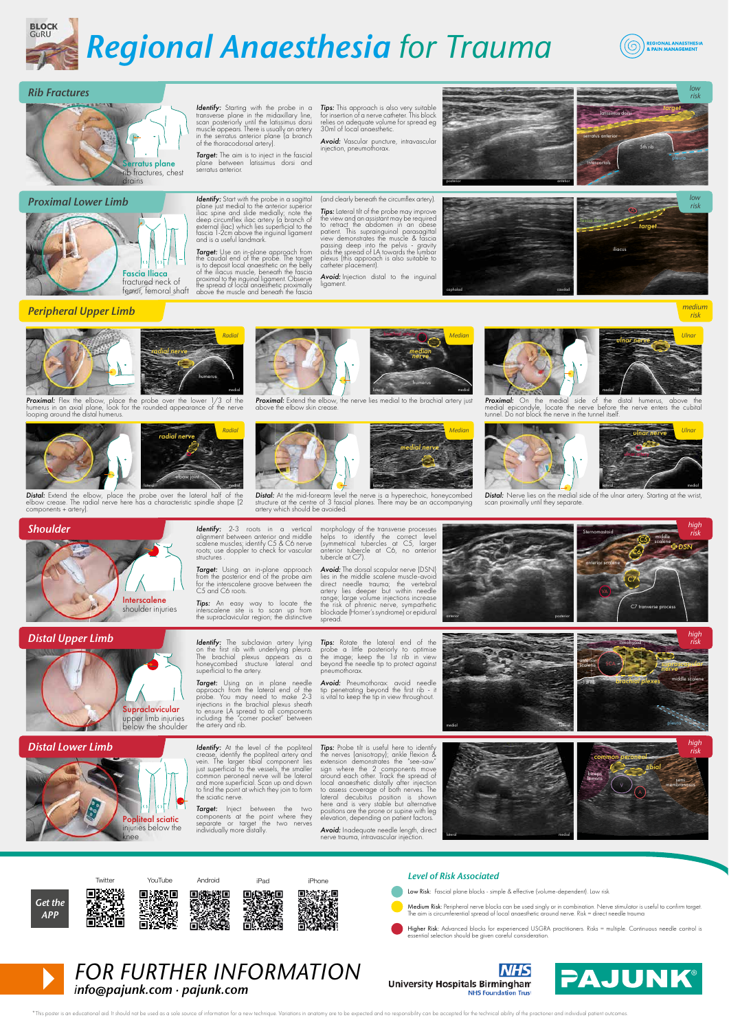# Regional Anaesthesia for Trauma

BLOCK GuRU

REGIONAL ANAESTHESIA & PAIN MANAGEMENT

## Rib Fractures

*low risk*

**Serratus plane** – rib fractures, chest drains

***Identify:*** Starting with the probe in a transverse plane in the midaxillary line, scan posteriorly until the latissimus dorsi muscle appears. There is usually an artery in the serratus anterior plane (a branch of the thoracodorsal artery).

***Target:*** The aim is to inject in the fascial plane between latissimus dorsi and serratus anterior.

***Tips:*** This approach is also very suitable for insertion of a nerve catheter. This block relies on adequate volume for spread eg 30ml of local anaesthetic.

***Avoid:*** Vascular puncture, intravascular injection, pneumothorax.

## Proximal Lower Limb

*low risk*

**Fascia Iliaca** – fractured neck of femur, femoral shaft

***Identify:*** Start with the probe in a sagittal plane just medial to the anterior superior iliac spine and slide medially; note the deep circumflex iliac artery (a branch of the external iliac) which lies superficial to the fascia 1-2cm above the inguinal ligament and is a useful landmark.

***Target:*** Use an in-plane approach from the caudal end of the probe. The target is to deposit local anaesthetic on the belly of the iliacus muscle, beneath the fascia proximal to the inguinal ligament. Observe the spread of local anaesthetic proximally above the muscle and beneath the fascia (and clearly beneath the circumflex artery).

***Tips:*** Lateral tilt of the probe may improve the view and an assistant may be required to retract the abdomen in an obese patient. This suprainguinal parasagittal view demonstrates the muscle & fascia passing deep into the pelvis – gravity aids the spread of LA towards the lumbar plexus (this approach is also suitable to catheter placement).

***Avoid:*** Injection distal to the inguinal ligament.

## Peripheral Upper Limb

*medium risk*

**Radial** – ***Proximal:*** Flex the elbow, place the probe over the lower 1/3 of the humerus in an axial plane, look for the rounded appearance of the nerve looping around the distal humerus.

**Median** – ***Proximal:*** Extend the elbow, the nerve lies medial to the brachial artery just above the elbow skin crease.

**Ulnar** – ***Proximal:*** On the medial side of the distal humerus, above the medial epicondyle, locate the nerve before the nerve enters the cubital tunnel. Do not block the nerve in the tunnel itself.

**Radial** – ***Distal:*** Extend the elbow, place the probe over the lateral half of the elbow crease. The radial nerve here has a characteristic spindle shape (2 components + artery).

**Median** – ***Distal:*** At the mid-forearm level the nerve is a hyperechoic, honeycombed structure at the centre of 3 fascial planes. There may be an accompanying artery which should be avoided.

**Ulnar** – ***Distal:*** Nerve lies on the medial side of the ulnar artery. Starting at the wrist, scan proximally until they separate.

## Shoulder

*high risk*

**Interscalene** – shoulder injuries

***Identify:*** 2-3 roots in a vertical alignment between anterior and middle scalene muscles; identify C5 & C6 nerve roots; use doppler to check for vascular structures.

***Target:*** Using an in-plane approach from the posterior end of the probe aim for the interscalene groove between the C5 and C6 roots.

***Tips:*** An easy way to locate the interscalene site is to scan up from the supraclavicular region; the distinctive morphology of the transverse processes helps to identify the correct level (symmetrical tubercles at C5, larger anterior tubercle at C6, no anterior tubercle at C7).

***Avoid:*** The dorsal scapular nerve (DSN) lies in the middle scalene muscle-avoid direct needle trauma; the vertebral artery lies deeper but within needle range; large volume injections increase the risk of phrenic nerve, sympathetic blockade (Horner's syndrome) or epidural spread.

## Distal Upper Limb

*high risk*

**Supraclavicular** – upper limb injuries below the shoulder

***Identify:*** The subclavian artery lying on the first rib with underlying pleura. The brachial plexus appears as a honeycombed structure lateral and superficial to the artery.

***Target:*** Using an in plane needle approach from the lateral end of the probe. You may need to make 2-3 injections in the brachial plexus sheath to ensure LA spread to all components including the "corner pocket" between the artery and rib.

***Tips:*** Rotate the lateral end of the probe a little posteriorly to optimise the image; keep the 1st rib in view beyond the needle tip to protect against pneumothorax.

***Avoid:*** Pneumothorax: avoid needle tip penetrating beyond the first rib – it is vital to keep the tip in view throughout.

## Distal Lower Limb

*high risk*

**Popliteal sciatic** – injuries below the knee

***Identify:*** At the level of the popliteal crease, identify the popliteal artery and vein. The larger tibial component lies just superficial to the vessels, the smaller common peroneal nerve will be lateral and more superficial. Scan up and down to find the point at which they join to form the sciatic nerve.

***Target:*** Inject between the two components at the point where they separate or target the two nerves individually more distally.

***Tips:*** Probe tilt is useful here to identify the nerves (anisotropy); ankle flexion & extension demonstrates the "see-saw" sign where the 2 components move around each other. Track the spread of local anaesthetic distally after injection to assess coverage of both nerves. The lateral decubitus position is shown here and is very stable but alternative positions are the prone or supine with leg elevation, depending on patient factors.

***Avoid:*** Inadequate needle length, direct nerve trauma, intravascular injection.

---

**Get the APP** – Twitter · YouTube · Android · iPad · iPhone

### Level of Risk Associated

- Low Risk: Fascial plane blocks – simple & effective (volume-dependent). Low risk
- Medium Risk: Peripheral nerve blocks can be used singly or in combination. Nerve stimulator is useful to confirm target. The aim is circumferential spread of local anaesthetic around nerve. Risk = direct needle trauma
- Higher Risk: Advanced blocks for experienced USGRA practitioners. Risks = multiple. Continuous needle control is essential selection should be given careful consideration.

## FOR FURTHER INFORMATION
*info@pajunk.com · pajunk.com*

NHS University Hospitals Birmingham NHS Foundation Trust

PAJUNK®

*This poster is an educational aid. It should not be used as a sole source of information for a new technique. Variations in anatomy are to be expected and no responsibility can be accepted for the technical ability of the practioner and individual patient outcomes.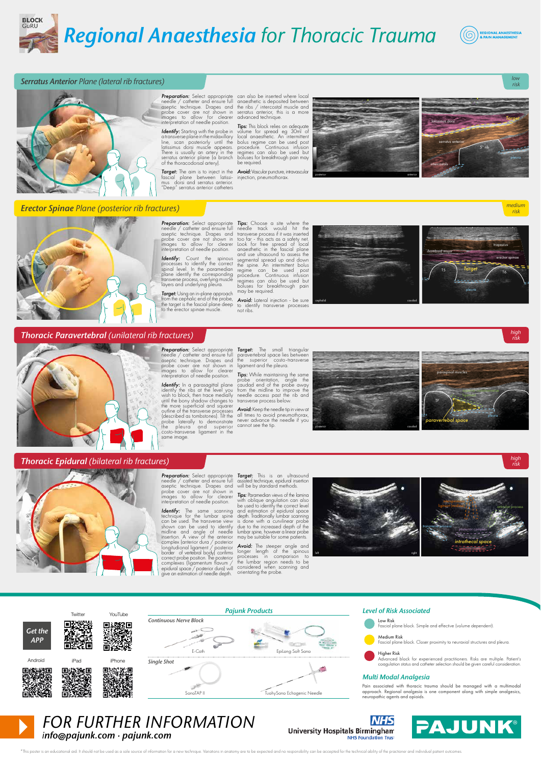# *Regional Anaesthesia for Thoracic Trauma*

BLOCK GuRU

REGIONAL ANAESTHESIA & PAIN MANAGEMENT

## *Serratus Anterior Plane (lateral rib fractures)*

*low risk*

***Preparation:*** Select appropriate needle / catheter and ensure full aseptic technique. Drapes and probe cover are not shown in images to allow for clearer interpretation of needle position.

***Identify:*** Starting with the probe in a transverse plane in the midaxillary line, scan posteriorly until the latissimus dorsi muscle appears. There is usually an artery in the serratus anterior plane (a branch of the thoracodorsal artery).

***Target:*** The aim is to inject in the fascial plane between latissimus dorsi and serratus anterior. "Deep" serratus anterior catheters can also be inserted where local anaesthetic is deposited between the ribs / intercostal muscle and serratus anterior, this is a more advanced technique.

***Tips:*** This block relies on adequate volume for spread eg 30ml of local anaesthetic. An intermittent bolus regime can be used post procedure. Continuous infusion regimes can also be used but boluses for breakthrough pain may be required.

***Avoid:*** Vascular puncture, intravascular injection, pneumothorax.

posterior | anterior | latissimus dorsi | Target | serratus anterior | 5th rib | pleura | intercostals

## *Erector Spinae Plane (posterior rib fractures)*

*medium risk*

***Preparation:*** Select appropriate needle / catheter and ensure full aseptic technique. Drapes and probe cover are not shown in images to allow for clearer interpretation of needle position.

***Identify:*** Count the spinous processes to identify the correct spinal level. In the paramedian plane identify the corresponding transverse process, overlying muscle layers and underlying pleura.

***Target:*** Using an in-plane approach from the cephalic end of the probe, the target is the fascial plane deep to the erector spinae muscle.

***Tips:*** Choose a site where the needle track would hit the transverse process if it was inserted too far - this acts as a safety net. Look for free spread of local anaesthetic in the fascial plane and use ultrasound to assess the segmental spread up and down the spine. An intermittent bolus regime can be used post procedure. Continuous infusion regimes can also be used but boluses for breakthrough pain may be required.

***Avoid:*** Lateral injection - be sure to identify transverse processes not ribs.

cephalad | caudad | trapezius | rhomboid major | erector spinae | T5 | Target | T6 | pleura

## *Thoracic Paravertebral (unilateral rib fractures)*

*high risk*

***Preparation:*** Select appropriate needle / catheter and ensure full aseptic technique. Drapes and probe cover are not shown in images to allow for clearer interpretation of needle position.

***Identify:*** In a parasagittal plane identify the ribs at the level you wish to block, then trace medially until the bony shadow changes to the more superficial and squarer outline of the transverse processes (described as tombstones). Tilt the probe laterally to demonstrate the pleura and superior costo-transverse ligament in the same image.

***Target:*** The small triangular paravertebral space lies between the superior costo-transverse ligament and the pleura.

***Tips:*** While maintaining the same probe orientation, angle the probe caudad end of the probe away from the midline to improve the needle access past the rib and transverse process below.

***Avoid:*** Keep the needle tip in view at all times to avoid pneumothorax, never advance the needle if you cannot see the tip.

posterior | caudad | paraspinal muscles | superior costotransverse ligament | TP | TP | pleura | paravertebral space

## *Thoracic Epidural (bilateral rib fractures)*

*high risk*

***Preparation:*** Select appropriate needle / catheter and ensure full aseptic technique. Drapes and probe cover are not shown in images to allow for clearer interpretation of needle position.

***Identify:*** The same scanning technique for the lumbar spine can be used. The transverse view shown can be used to identify midline and angle of needle insertion. A view of the anterior complex (anterior dura / posterior longitudinal ligament / posterior border of vertebral body) confirms correct probe position. The posterior complexes (ligamentum flavum / epidural space / posterior dura) will give an estimation of needle depth.

***Target:*** This is an ultrasound assisted technique, epidural insertion will be by standard methods.

***Tips:*** Paramedian views of the lamina with oblique angulation can also be used to identify the correct level and estimation of epidural space depth. Traditionally lumbar scanning is done with a curvilinear probe due to the increased depth of the lumbar spine, however a linear probe may be suitable for some patients.

***Avoid:*** The steeper angle and longer length of the spinous processes in comparison to the lumbar region needs to be considered when scanning and orientating the probe.

left | right | interspinous ligament (midline) | articular process | transverse process | posterior complex | intrathecal space | anterior complex

Get the APP

Twitter | YouTube | Android | iPad | iPhone

### *Pajunk Products*

*Continuous Nerve Block*

E-Cath | EpiLong Soft Sono

*Single Shot*

SonoTAP II | TuohySono Echogenic Needle

### *Level of Risk Associated*

- **Low Risk** — Fascial plane block. Simple and effective (volume dependent).
- **Medium Risk** — Fascial plane block. Closer proximity to neuraxial structures and pleura.
- **Higher Risk** — Advanced block for experienced practitioners. Risks are multiple. Patient's coagulation status and catheter selection should be given careful consideration.

### *Multi Modal Analgesia*

Pain associated with thoracic trauma should be managed with a multimodal approach. Regional analgesia is one component along with simple analgesics, neuropathic agents and opioids.

## *FOR FURTHER INFORMATION*

*info@pajunk.com · pajunk.com*

NHS University Hospitals Birmingham NHS Foundation Trust

PAJUNK®

*This poster is an educational aid. It should not be used as a sole source of information for a new technique. Variations in anatomy are to be expected and no responsibility can be accepted for the technical ability of the practioner and individual patient outcomes.